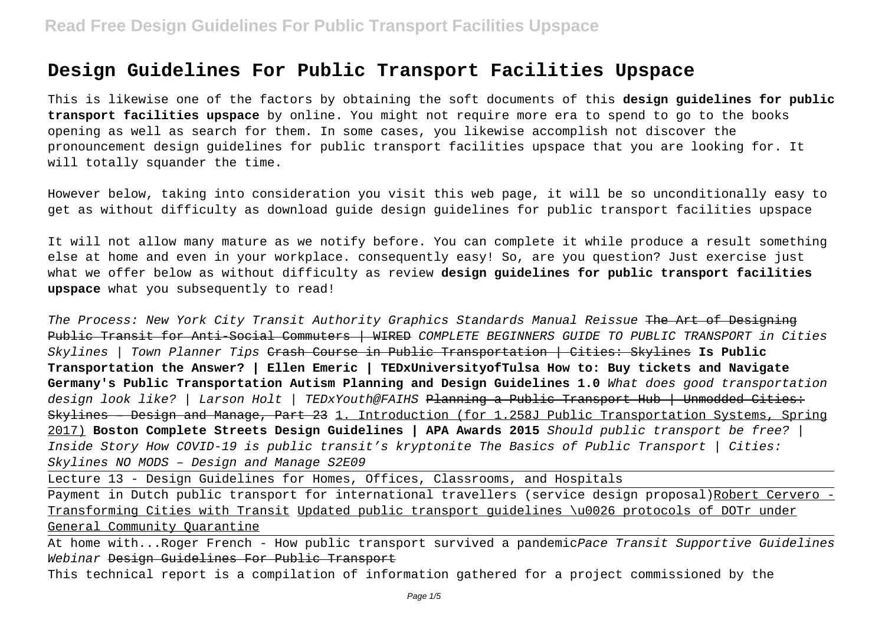# Design Guidelines For Public Transport Facilities Upspace

This is likewise one of the factors by obtaining the soft documents of this **design guidelines for public transport facilities upspace** by online. You might not require more era to spend to go to the books opening as well as search for them. In some cases, you likewise accomplish not discover the pronouncement design guidelines for public transport facilities upspace that you are looking for. It will totally squander the time.

However below, taking into consideration you visit this web page, it will be so unconditionally easy to get as without difficulty as download guide design guidelines for public transport facilities upspace

It will not allow many mature as we notify before. You can complete it while produce a result something else at home and even in your workplace. consequently easy! So, are you question? Just exercise just what we offer below as without difficulty as review **design guidelines for public transport facilities upspace** what you subsequently to read!

*The Process: New York City Transit Authority Graphics Standards Manual Reissue* ~~The Art of Designing Public Transit for Anti-Social Commuters | WIRED~~ *COMPLETE BEGINNERS GUIDE TO PUBLIC TRANSPORT in Cities Skylines | Town Planner Tips* ~~Crash Course in Public Transportation | Cities: Skylines~~ **Is Public Transportation the Answer? | Ellen Emeric | TEDxUniversityofTulsa How to: Buy tickets and Navigate Germany's Public Transportation Autism Planning and Design Guidelines 1.0** *What does good transportation design look like? | Larson Holt | TEDxYouth@FAIHS* ~~Planning a Public Transport Hub | Unmodded Cities: Skylines – Design and Manage, Part 23~~ 1. Introduction (for 1.258J Public Transportation Systems, Spring 2017) **Boston Complete Streets Design Guidelines | APA Awards 2015** *Should public transport be free? | Inside Story How COVID-19 is public transit's kryptonite The Basics of Public Transport | Cities: Skylines NO MODS – Design and Manage S2E09*

Lecture 13 - Design Guidelines for Homes, Offices, Classrooms, and Hospitals

Payment in Dutch public transport for international travellers (service design proposal)Robert Cervero - Transforming Cities with Transit Updated public transport guidelines \u0026 protocols of DOTr under General Community Quarantine

At home with...Roger French - How public transport survived a pandemic*Pace Transit Supportive Guidelines Webinar* ~~Design Guidelines For Public Transport~~

This technical report is a compilation of information gathered for a project commissioned by the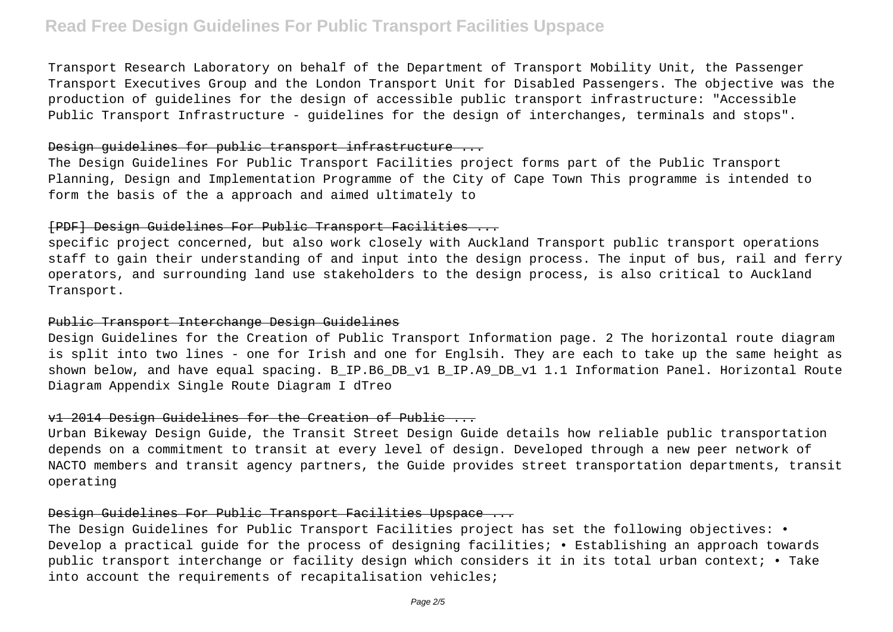Transport Research Laboratory on behalf of the Department of Transport Mobility Unit, the Passenger Transport Executives Group and the London Transport Unit for Disabled Passengers. The objective was the production of guidelines for the design of accessible public transport infrastructure: "Accessible Public Transport Infrastructure - guidelines for the design of interchanges, terminals and stops".

## Design guidelines for public transport infrastructure ...

The Design Guidelines For Public Transport Facilities project forms part of the Public Transport Planning, Design and Implementation Programme of the City of Cape Town This programme is intended to form the basis of the a approach and aimed ultimately to

## [PDF] Design Guidelines For Public Transport Facilities ...

specific project concerned, but also work closely with Auckland Transport public transport operations staff to gain their understanding of and input into the design process. The input of bus, rail and ferry operators, and surrounding land use stakeholders to the design process, is also critical to Auckland Transport.

## Public Transport Interchange Design Guidelines

Design Guidelines for the Creation of Public Transport Information page. 2 The horizontal route diagram is split into two lines - one for Irish and one for Englsih. They are each to take up the same height as shown below, and have equal spacing. B_IP.B6_DB_v1 B_IP.A9_DB_v1 1.1 Information Panel. Horizontal Route Diagram Appendix Single Route Diagram I dTreo

## v1 2014 Design Guidelines for the Creation of Public ...

Urban Bikeway Design Guide, the Transit Street Design Guide details how reliable public transportation depends on a commitment to transit at every level of design. Developed through a new peer network of NACTO members and transit agency partners, the Guide provides street transportation departments, transit operating

## Design Guidelines For Public Transport Facilities Upspace ...

The Design Guidelines for Public Transport Facilities project has set the following objectives: • Develop a practical guide for the process of designing facilities; • Establishing an approach towards public transport interchange or facility design which considers it in its total urban context; • Take into account the requirements of recapitalisation vehicles;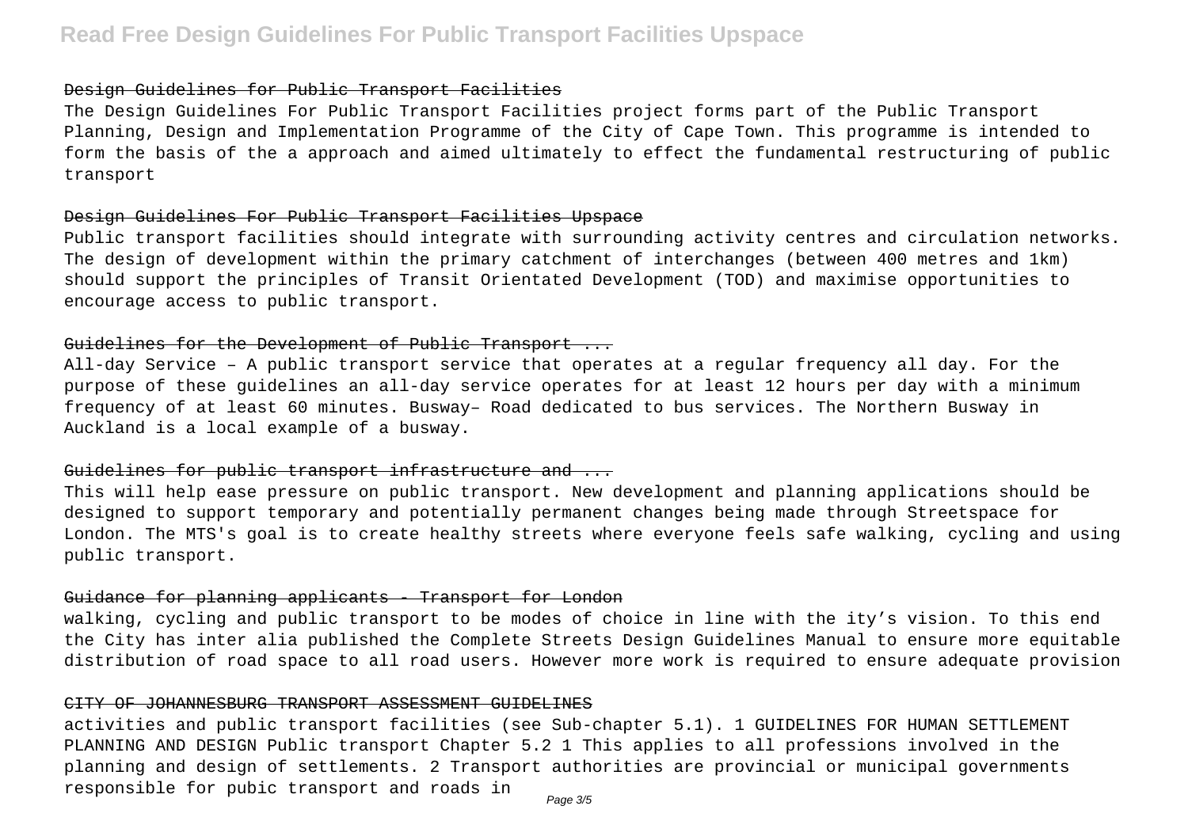### Design Guidelines for Public Transport Facilities

The Design Guidelines For Public Transport Facilities project forms part of the Public Transport Planning, Design and Implementation Programme of the City of Cape Town. This programme is intended to form the basis of the a approach and aimed ultimately to effect the fundamental restructuring of public transport

### Design Guidelines For Public Transport Facilities Upspace

Public transport facilities should integrate with surrounding activity centres and circulation networks. The design of development within the primary catchment of interchanges (between 400 metres and 1km) should support the principles of Transit Orientated Development (TOD) and maximise opportunities to encourage access to public transport.

### Guidelines for the Development of Public Transport ...

All-day Service – A public transport service that operates at a regular frequency all day. For the purpose of these guidelines an all-day service operates for at least 12 hours per day with a minimum frequency of at least 60 minutes. Busway– Road dedicated to bus services. The Northern Busway in Auckland is a local example of a busway.

### Guidelines for public transport infrastructure and ...

This will help ease pressure on public transport. New development and planning applications should be designed to support temporary and potentially permanent changes being made through Streetspace for London. The MTS's goal is to create healthy streets where everyone feels safe walking, cycling and using public transport.

### Guidance for planning applicants - Transport for London

walking, cycling and public transport to be modes of choice in line with the ity's vision. To this end the City has inter alia published the Complete Streets Design Guidelines Manual to ensure more equitable distribution of road space to all road users. However more work is required to ensure adequate provision

### CITY OF JOHANNESBURG TRANSPORT ASSESSMENT GUIDELINES

activities and public transport facilities (see Sub-chapter 5.1). 1 GUIDELINES FOR HUMAN SETTLEMENT PLANNING AND DESIGN Public transport Chapter 5.2 1 This applies to all professions involved in the planning and design of settlements. 2 Transport authorities are provincial or municipal governments responsible for pubic transport and roads in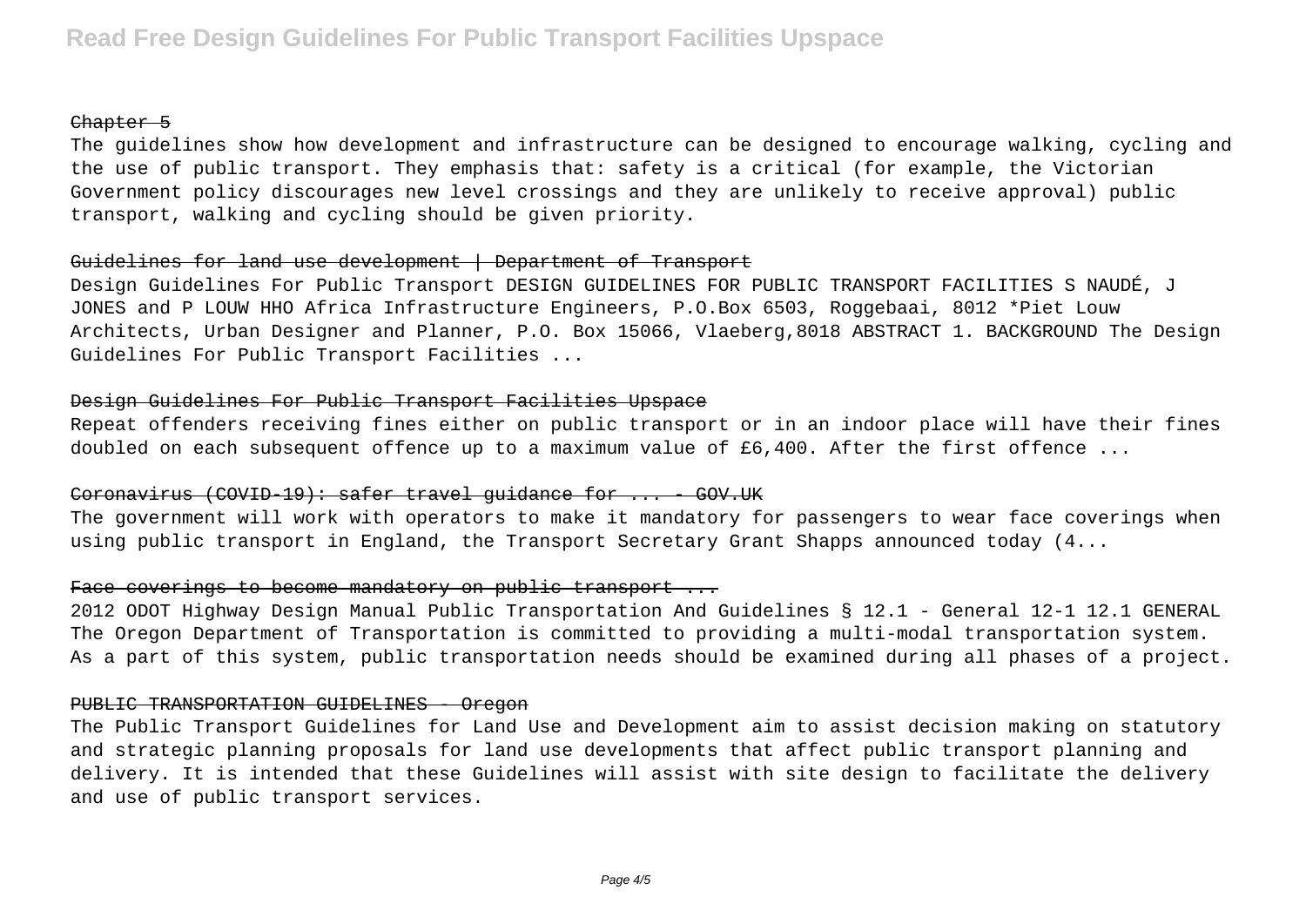Chapter 5

The guidelines show how development and infrastructure can be designed to encourage walking, cycling and the use of public transport. They emphasis that: safety is a critical (for example, the Victorian Government policy discourages new level crossings and they are unlikely to receive approval) public transport, walking and cycling should be given priority.

Guidelines for land use development | Department of Transport

Design Guidelines For Public Transport DESIGN GUIDELINES FOR PUBLIC TRANSPORT FACILITIES S NAUDÉ, J JONES and P LOUW HHO Africa Infrastructure Engineers, P.O.Box 6503, Roggebaai, 8012 *Piet Louw Architects, Urban Designer and Planner, P.O. Box 15066, Vlaeberg,8018 ABSTRACT 1. BACKGROUND The Design Guidelines For Public Transport Facilities ...

Design Guidelines For Public Transport Facilities Upspace

Repeat offenders receiving fines either on public transport or in an indoor place will have their fines doubled on each subsequent offence up to a maximum value of £6,400. After the first offence ...

Coronavirus (COVID-19): safer travel guidance for ... - GOV.UK

The government will work with operators to make it mandatory for passengers to wear face coverings when using public transport in England, the Transport Secretary Grant Shapps announced today (4...

Face coverings to become mandatory on public transport ...

2012 ODOT Highway Design Manual Public Transportation And Guidelines § 12.1 - General 12-1 12.1 GENERAL The Oregon Department of Transportation is committed to providing a multi-modal transportation system. As a part of this system, public transportation needs should be examined during all phases of a project.

PUBLIC TRANSPORTATION GUIDELINES - Oregon

The Public Transport Guidelines for Land Use and Development aim to assist decision making on statutory and strategic planning proposals for land use developments that affect public transport planning and delivery. It is intended that these Guidelines will assist with site design to facilitate the delivery and use of public transport services.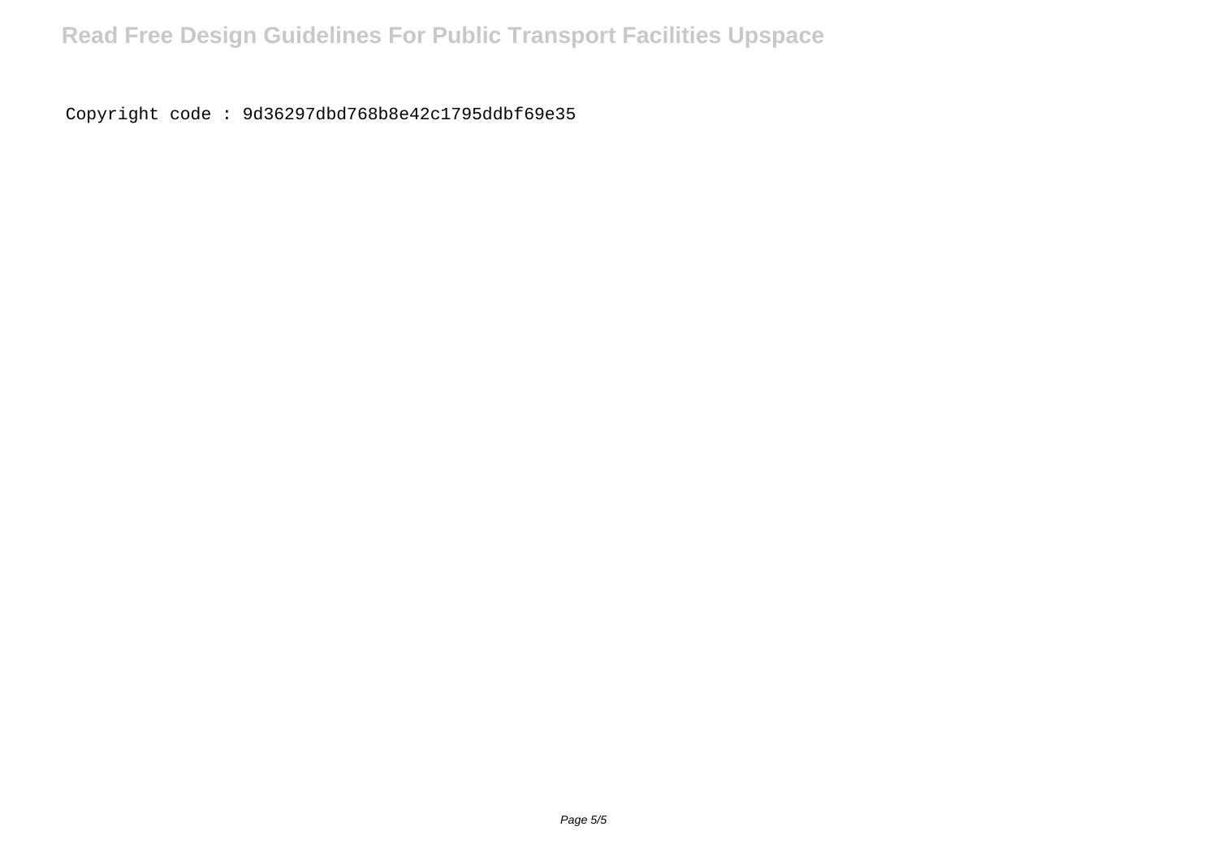Copyright code : 9d36297dbd768b8e42c1795ddbf69e35